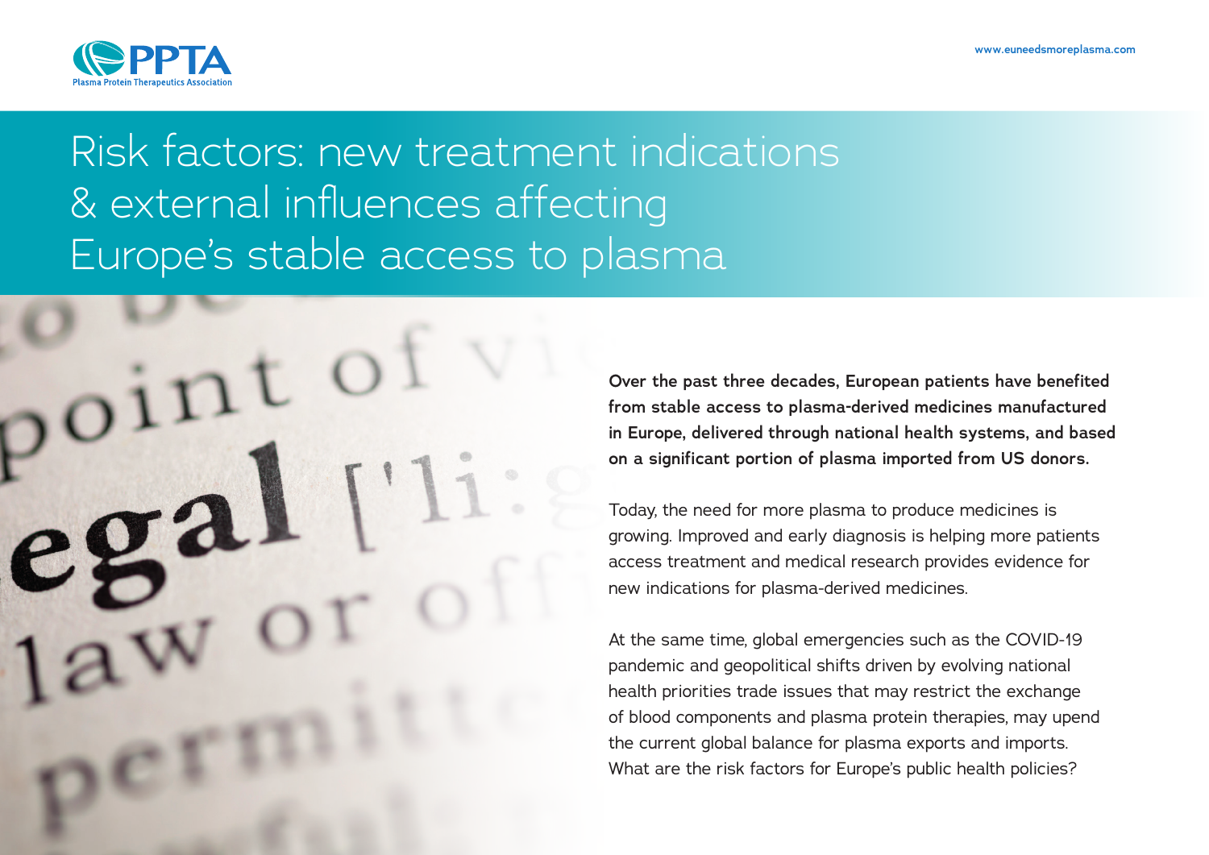# Risk factors: new treatment indications & external influences affecting Europe's stable access to plasma

**Over the past three decades, European patients have benefited from stable access to plasma-derived medicines manufactured in Europe, delivered through national health systems, and based on a significant portion of plasma imported from US donors.**

Today, the need for more plasma to produce medicines is growing. Improved and early diagnosis is helping more patients access treatment and medical research provides evidence for new indications for plasma-derived medicines.

At the same time, global emergencies such as the COVID-19 pandemic and geopolitical shifts driven by evolving national health priorities trade issues that may restrict the exchange of blood components and plasma protein therapies, may upend the current global balance for plasma exports and imports. What are the risk factors for Europe's public health policies?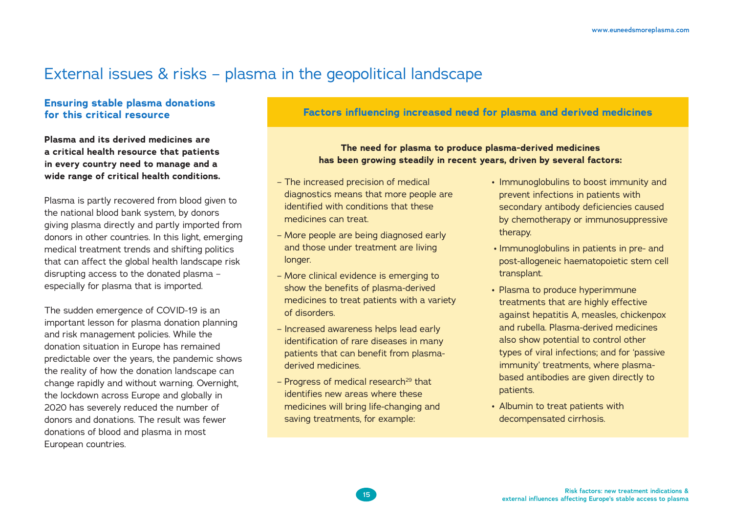# External issues & risks – plasma in the geopolitical landscape

## Ensuring stable plasma donations for this critical resource

**Plasma and its derived medicines are a critical health resource that patients in every country need to manage and a wide range of critical health conditions.**

Plasma is partly recovered from blood given to the national blood bank system, by donors giving plasma directly and partly imported from donors in other countries. In this light, emerging medical treatment trends and shifting politics that can affect the global health landscape risk disrupting access to the donated plasma – especially for plasma that is imported.

The sudden emergence of COVID-19 is an important lesson for plasma donation planning and risk management policies. While the donation situation in Europe has remained predictable over the years, the pandemic shows the reality of how the donation landscape can change rapidly and without warning. Overnight, the lockdown across Europe and globally in 2020 has severely reduced the number of donors and donations. The result was fewer donations of blood and plasma in most European countries.

## Factors influencing increased need for plasma and derived medicines

**The need for plasma to produce plasma-derived medicines has been growing steadily in recent years, driven by several factors:**

- The increased precision of medical diagnostics means that more people are identified with conditions that these medicines can treat.
- More people are being diagnosed early and those under treatment are living longer.
- More clinical evidence is emerging to show the benefits of plasma-derived medicines to treat patients with a variety of disorders.
- Increased awareness helps lead early identification of rare diseases in many patients that can benefit from plasma-derived medicines.
- Progress of medical research[29] that identifies new areas where these medicines will bring life-changing and saving treatments, for example:
  - Immunoglobulins to boost immunity and prevent infections in patients with secondary antibody deficiencies caused by chemotherapy or immunosuppressive therapy.
  - Immunoglobulins in patients in pre- and post-allogeneic haematopoietic stem cell transplant.
  - Plasma to produce hyperimmune treatments that are highly effective against hepatitis A, measles, chickenpox and rubella. Plasma-derived medicines also show potential to control other types of viral infections; and for 'passive immunity' treatments, where plasma-based antibodies are given directly to patients.
  - Albumin to treat patients with decompensated cirrhosis.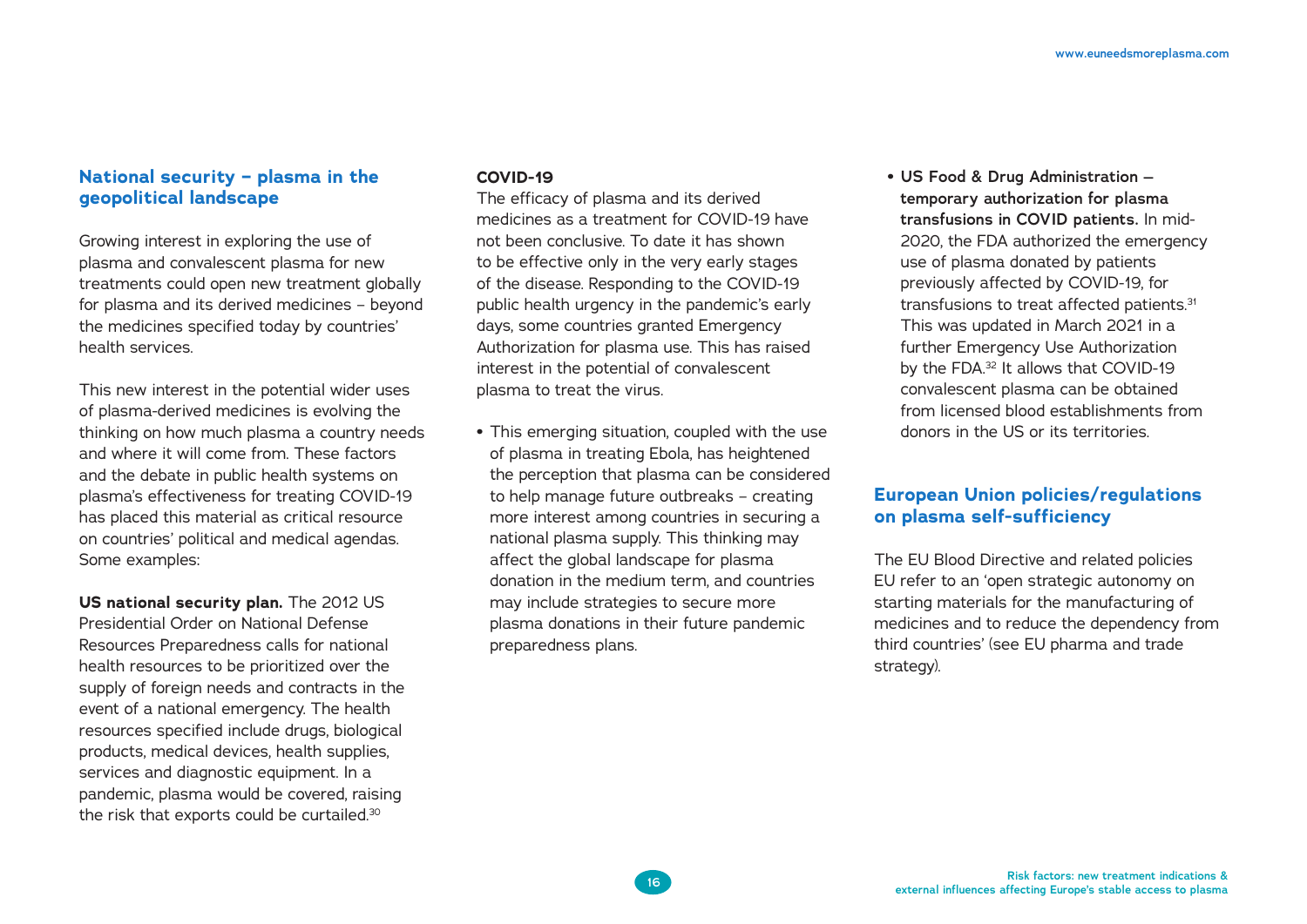## National security – plasma in the geopolitical landscape

Growing interest in exploring the use of plasma and convalescent plasma for new treatments could open new treatment globally for plasma and its derived medicines – beyond the medicines specified today by countries' health services.

This new interest in the potential wider uses of plasma-derived medicines is evolving the thinking on how much plasma a country needs and where it will come from. These factors and the debate in public health systems on plasma's effectiveness for treating COVID-19 has placed this material as critical resource on countries' political and medical agendas. Some examples:

**US national security plan.** The 2012 US Presidential Order on National Defense Resources Preparedness calls for national health resources to be prioritized over the supply of foreign needs and contracts in the event of a national emergency. The health resources specified include drugs, biological products, medical devices, health supplies, services and diagnostic equipment. In a pandemic, plasma would be covered, raising the risk that exports could be curtailed.[30]

**COVID-19**

The efficacy of plasma and its derived medicines as a treatment for COVID-19 have not been conclusive. To date it has shown to be effective only in the very early stages of the disease. Responding to the COVID-19 public health urgency in the pandemic's early days, some countries granted Emergency Authorization for plasma use. This has raised interest in the potential of convalescent plasma to treat the virus.

- This emerging situation, coupled with the use of plasma in treating Ebola, has heightened the perception that plasma can be considered to help manage future outbreaks – creating more interest among countries in securing a national plasma supply. This thinking may affect the global landscape for plasma donation in the medium term, and countries may include strategies to secure more plasma donations in their future pandemic preparedness plans.

- **US Food & Drug Administration – temporary authorization for plasma transfusions in COVID patients.** In mid-2020, the FDA authorized the emergency use of plasma donated by patients previously affected by COVID-19, for transfusions to treat affected patients.[31] This was updated in March 2021 in a further Emergency Use Authorization by the FDA.[32] It allows that COVID-19 convalescent plasma can be obtained from licensed blood establishments from donors in the US or its territories.

## European Union policies/regulations on plasma self-sufficiency

The EU Blood Directive and related policies EU refer to an 'open strategic autonomy on starting materials for the manufacturing of medicines and to reduce the dependency from third countries' (see EU pharma and trade strategy).